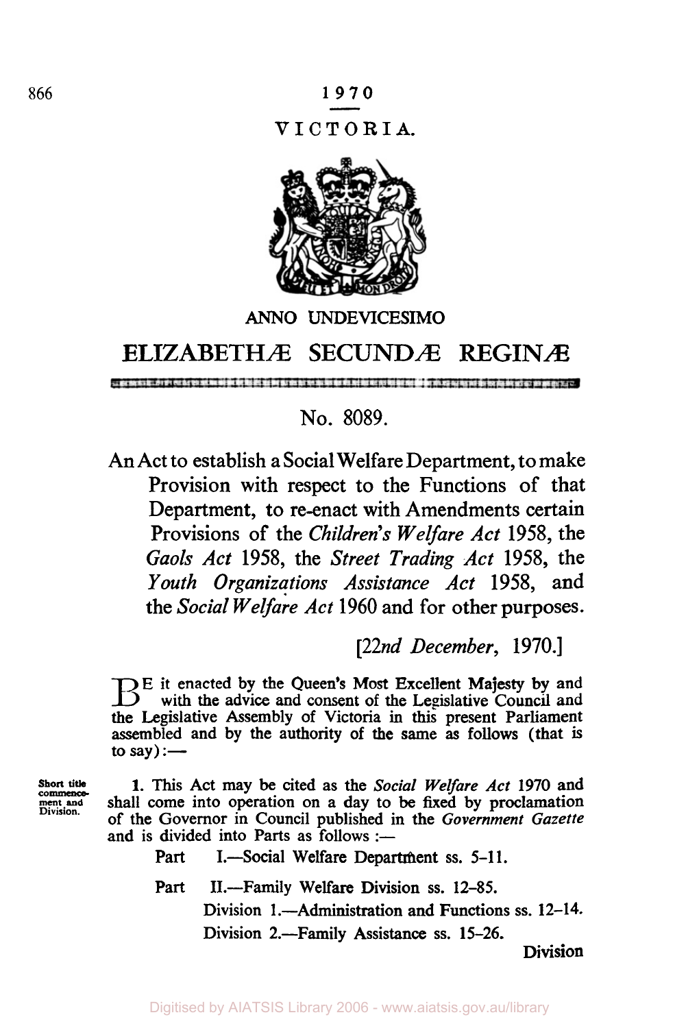1970

VICTORIA.

ANNO UNDEVICESIMO

# ELIZABETHÆ SECUNDÆ REGINÆ

## No. 8089.

An Act to establish a Social Welfare Department, to make Provision with respect to the Functions of that Department, to re-enact with Amendments certain Provisions of the *Children's Welfare Act* 1958, the *Gaols Act* 1958, the *Street Trading Act* 1958, the *Youth Organizations Assistance Act* 1958, and the *Social Welfare Act* 1960 and for other purposes.

[*22nd December*, 1970.]

BE it enacted by the Queen's Most Excellent Majesty by and with the advice and consent of the Legislative Council and the Legislative Assembly of Victoria in this present Parliament assembled and by the authority of the same as follows (that is to say):—

**Short title commencement and Division.**

1. This Act may be cited as the *Social Welfare Act* 1970 and shall come into operation on a day to be fixed by proclamation of the Governor in Council published in the *Government Gazette* and is divided into Parts as follows :—

Part I.—Social Welfare Department ss. 5–11.

Part II.—Family Welfare Division ss. 12–85.

Division 1.—Administration and Functions ss. 12–14.

Division 2.—Family Assistance ss. 15–26.

Division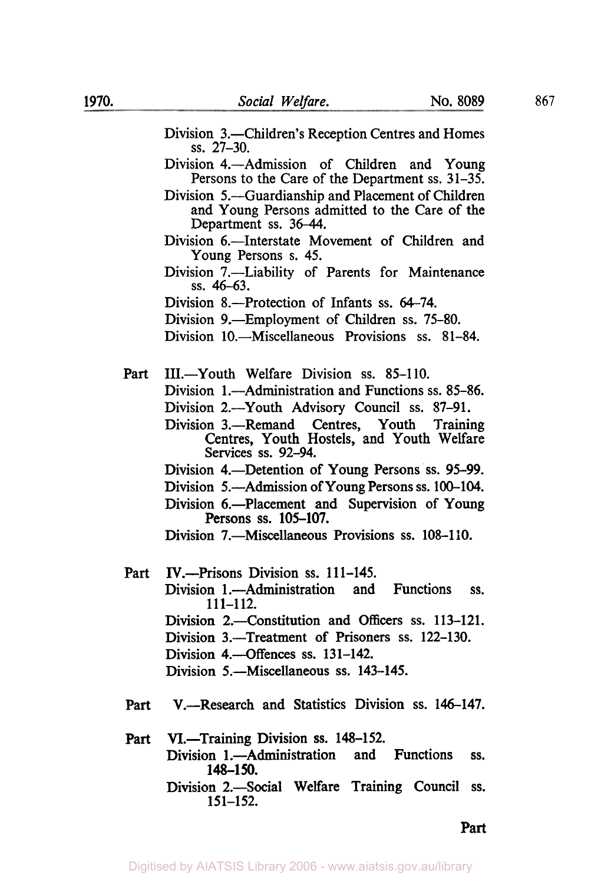Division 3.—Children's Reception Centres and Homes ss. 27–30.

Division 4.—Admission of Children and Young Persons to the Care of the Department ss. 31–35.

Division 5.—Guardianship and Placement of Children and Young Persons admitted to the Care of the Department ss. 36–44.

Division 6.—Interstate Movement of Children and Young Persons s. 45.

Division 7.—Liability of Parents for Maintenance ss. 46–63.

Division 8.—Protection of Infants ss. 64–74.

Division 9.—Employment of Children ss. 75–80.

Division 10.—Miscellaneous Provisions ss. 81–84.

Part III.—Youth Welfare Division ss. 85–110.

Division 1.—Administration and Functions ss. 85–86.

Division 2.—Youth Advisory Council ss. 87–91.

Division 3.—Remand Centres, Youth Training Centres, Youth Hostels, and Youth Welfare Services ss. 92–94.

Division 4.—Detention of Young Persons ss. 95–99.

Division 5.—Admission of Young Persons ss. 100–104.

Division 6.—Placement and Supervision of Young Persons ss. 105–107.

Division 7.—Miscellaneous Provisions ss. 108–110.

Part IV.—Prisons Division ss. 111–145.

Division 1.—Administration and Functions ss. 111–112.

Division 2.—Constitution and Officers ss. 113–121.

Division 3.—Treatment of Prisoners ss. 122–130.

Division 4.—Offences ss. 131–142.

Division 5.—Miscellaneous ss. 143–145.

Part V.—Research and Statistics Division ss. 146–147.

Part VI.—Training Division ss. 148–152.

Division 1.—Administration and Functions ss. 148–150.

Division 2.—Social Welfare Training Council ss. 151–152.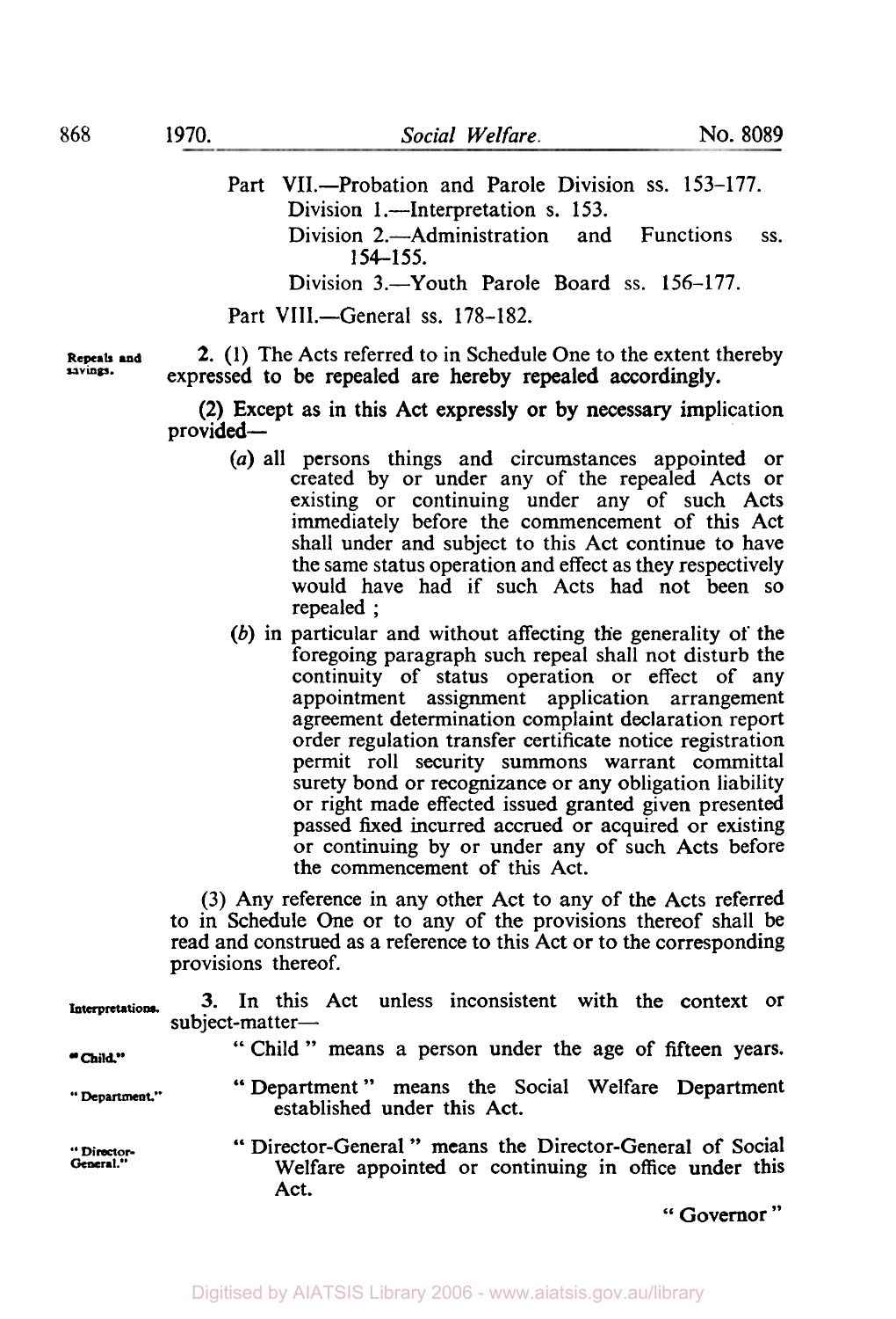Part VII.—Probation and Parole Division ss. 153–177.

Division 1.—Interpretation s. 153.

Division 2.—Administration and Functions ss. 154–155.

Division 3.—Youth Parole Board ss. 156–177.

Part VIII.—General ss. 178–182.

**Repeals and savings.**

2. (1) The Acts referred to in Schedule One to the extent thereby expressed to be repealed are hereby repealed accordingly.

(2) Except as in this Act expressly or by necessary implication provided—

(*a*) all persons things and circumstances appointed or created by or under any of the repealed Acts or existing or continuing under any of such Acts immediately before the commencement of this Act shall under and subject to this Act continue to have the same status operation and effect as they respectively would have had if such Acts had not been so repealed ;

(*b*) in particular and without affecting the generality of the foregoing paragraph such repeal shall not disturb the continuity of status operation or effect of any appointment assignment application arrangement agreement determination complaint declaration report order regulation transfer certificate notice registration permit roll security summons warrant committal surety bond or recognizance or any obligation liability or right made effected issued granted given presented passed fixed incurred accrued or acquired or existing or continuing by or under any of such Acts before the commencement of this Act.

(3) Any reference in any other Act to any of the Acts referred to in Schedule One or to any of the provisions thereof shall be read and construed as a reference to this Act or to the corresponding provisions thereof.

**Interpretations.**

3. In this Act unless inconsistent with the context or subject-matter—

**"Child."**

"Child" means a person under the age of fifteen years.

**"Department."**

"Department" means the Social Welfare Department established under this Act.

**"Director-General."**

"Director-General" means the Director-General of Social Welfare appointed or continuing in office under this Act.

"Governor"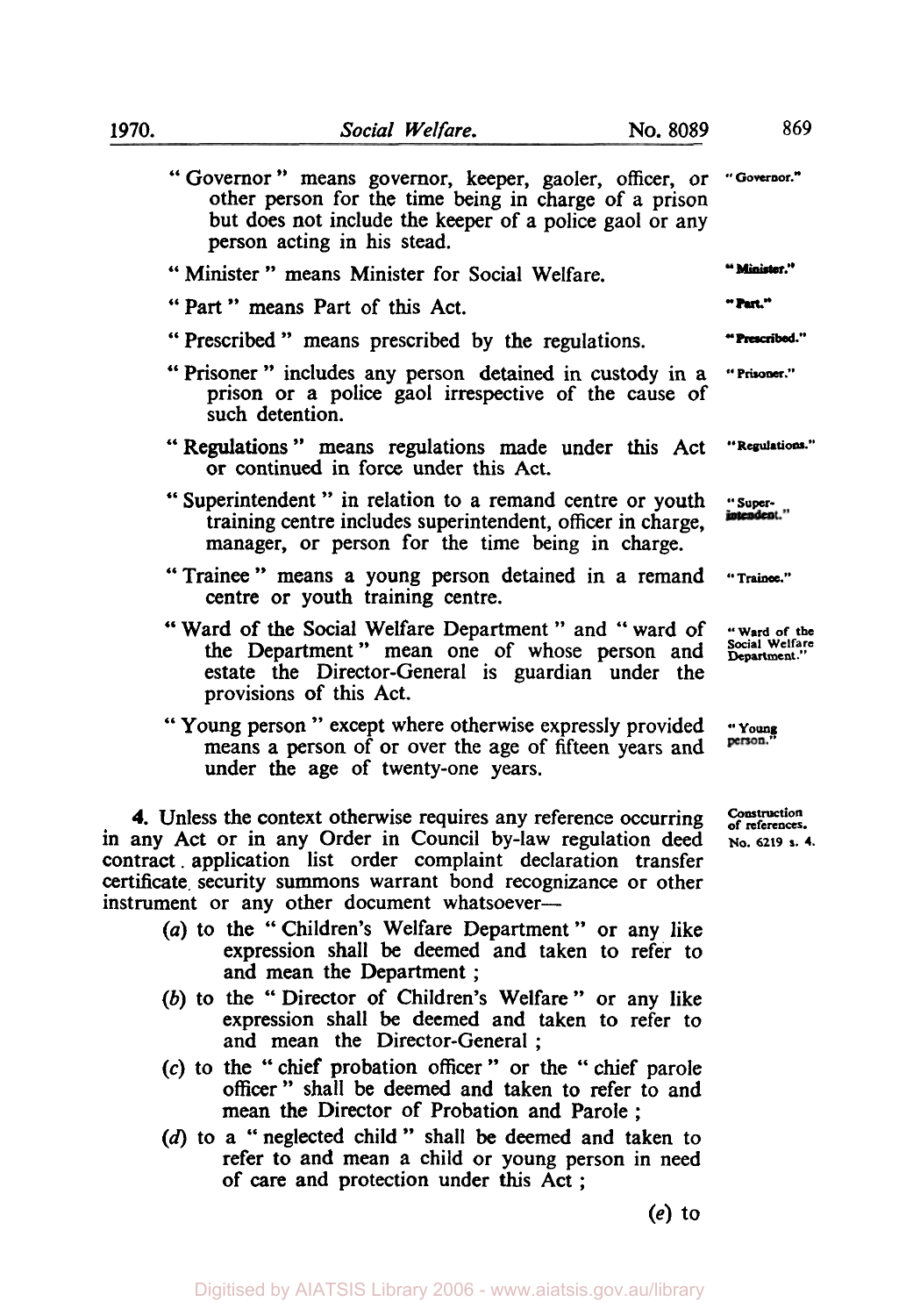"Governor" means governor, keeper, gaoler, officer, or other person for the time being in charge of a prison but does not include the keeper of a police gaol or any person acting in his stead. "Governor."

"Minister" means Minister for Social Welfare. "Minister."

"Part" means Part of this Act. "Part."

"Prescribed" means prescribed by the regulations. "Prescribed."

"Prisoner" includes any person detained in custody in a prison or a police gaol irrespective of the cause of such detention. "Prisoner."

"Regulations" means regulations made under this Act or continued in force under this Act. "Regulations."

"Superintendent" in relation to a remand centre or youth training centre includes superintendent, officer in charge, manager, or person for the time being in charge. "Superintendent."

"Trainee" means a young person detained in a remand centre or youth training centre. "Trainee."

"Ward of the Social Welfare Department" and "ward of the Department" mean one of whose person and estate the Director-General is guardian under the provisions of this Act. "Ward of the Social Welfare Department."

"Young person" except where otherwise expressly provided means a person of or over the age of fifteen years and under the age of twenty-one years. "Young person."

**4.** Unless the context otherwise requires any reference occurring in any Act or in any Order in Council by-law regulation deed contract application list order complaint declaration transfer certificate security summons warrant bond recognizance or other instrument or any other document whatsoever— Construction of references. No. 6219 s. 4.

(*a*) to the "Children's Welfare Department" or any like expression shall be deemed and taken to refer to and mean the Department;

(*b*) to the "Director of Children's Welfare" or any like expression shall be deemed and taken to refer to and mean the Director-General;

(*c*) to the "chief probation officer" or the "chief parole officer" shall be deemed and taken to refer to and mean the Director of Probation and Parole;

(*d*) to a "neglected child" shall be deemed and taken to refer to and mean a child or young person in need of care and protection under this Act;

(*e*) to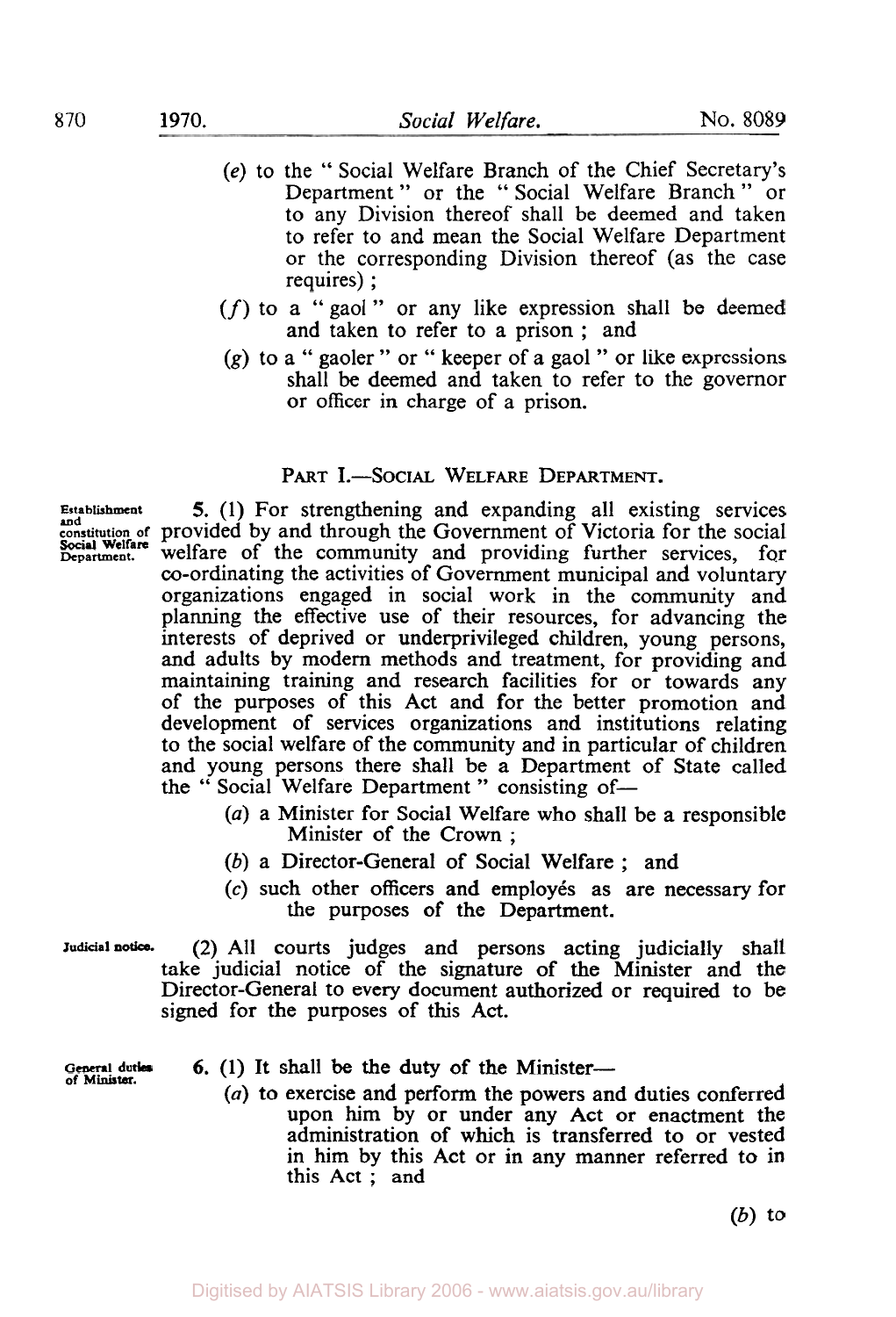(e) to the "Social Welfare Branch of the Chief Secretary's Department" or the "Social Welfare Branch" or to any Division thereof shall be deemed and taken to refer to and mean the Social Welfare Department or the corresponding Division thereof (as the case requires);

(f) to a "gaol" or any like expression shall be deemed and taken to refer to a prison; and

(g) to a "gaoler" or "keeper of a gaol" or like expressions shall be deemed and taken to refer to the governor or officer in charge of a prison.

## PART I.—SOCIAL WELFARE DEPARTMENT.

*Establishment and constitution of Social Welfare Department.*

**5.** (1) For strengthening and expanding all existing services provided by and through the Government of Victoria for the social welfare of the community and providing further services, for co-ordinating the activities of Government municipal and voluntary organizations engaged in social work in the community and planning the effective use of their resources, for advancing the interests of deprived or underprivileged children, young persons, and adults by modern methods and treatment, for providing and maintaining training and research facilities for or towards any of the purposes of this Act and for the better promotion and development of services organizations and institutions relating to the social welfare of the community and in particular of children and young persons there shall be a Department of State called the "Social Welfare Department" consisting of—

(a) a Minister for Social Welfare who shall be a responsible Minister of the Crown;

(b) a Director-General of Social Welfare; and

(c) such other officers and employés as are necessary for the purposes of the Department.

*Judicial notice.*

(2) All courts judges and persons acting judicially shall take judicial notice of the signature of the Minister and the Director-General to every document authorized or required to be signed for the purposes of this Act.

*General duties of Minister.*

**6.** (1) It shall be the duty of the Minister—

(a) to exercise and perform the powers and duties conferred upon him by or under any Act or enactment the administration of which is transferred to or vested in him by this Act or in any manner referred to in this Act; and

(b) to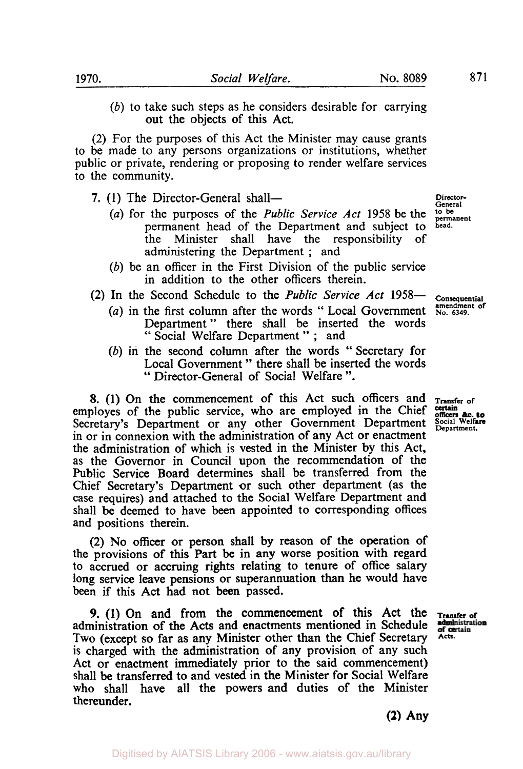(*b*) to take such steps as he considers desirable for carrying out the objects of this Act.

(2) For the purposes of this Act the Minister may cause grants to be made to any persons organizations or institutions, whether public or private, rendering or proposing to render welfare services to the community.

Director-General to be permanent head.

7. (1) The Director-General shall—

(*a*) for the purposes of the *Public Service Act* 1958 be the permanent head of the Department and subject to the Minister shall have the responsibility of administering the Department ; and

(*b*) be an officer in the First Division of the public service in addition to the other officers therein.

Consequential amendment of No. 6349.

(2) In the Second Schedule to the *Public Service Act* 1958—

(*a*) in the first column after the words " Local Government Department " there shall be inserted the words " Social Welfare Department " ; and

(*b*) in the second column after the words " Secretary for Local Government " there shall be inserted the words " Director-General of Social Welfare ".

Transfer of certain officers &c. to Social Welfare Department.

8. (1) On the commencement of this Act such officers and employes of the public service, who are employed in the Chief Secretary's Department or any other Government Department in or in connexion with the administration of any Act or enactment the administration of which is vested in the Minister by this Act, as the Governor in Council upon the recommendation of the Public Service Board determines shall be transferred from the Chief Secretary's Department or such other department (as the case requires) and attached to the Social Welfare Department and shall be deemed to have been appointed to corresponding offices and positions therein.

(2) No officer or person shall by reason of the operation of the provisions of this Part be in any worse position with regard to accrued or accruing rights relating to tenure of office salary long service leave pensions or superannuation than he would have been if this Act had not been passed.

Transfer of administration of certain Acts.

9. (1) On and from the commencement of this Act the administration of the Acts and enactments mentioned in Schedule Two (except so far as any Minister other than the Chief Secretary is charged with the administration of any provision of any such Act or enactment immediately prior to the said commencement) shall be transferred to and vested in the Minister for Social Welfare who shall have all the powers and duties of the Minister thereunder.

(2) Any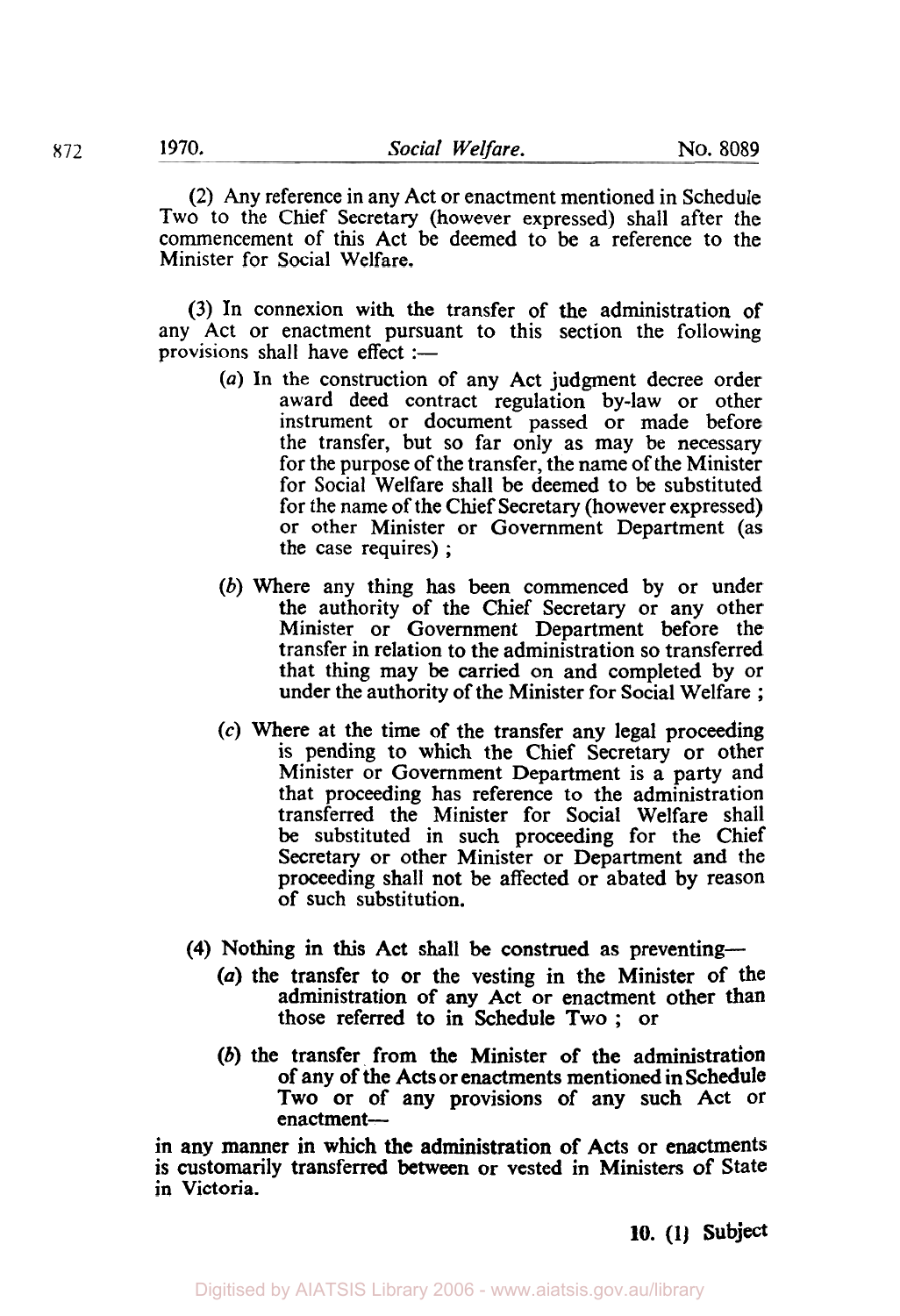(2) Any reference in any Act or enactment mentioned in Schedule Two to the Chief Secretary (however expressed) shall after the commencement of this Act be deemed to be a reference to the Minister for Social Welfare.

(3) In connexion with the transfer of the administration of any Act or enactment pursuant to this section the following provisions shall have effect :—

- (*a*) In the construction of any Act judgment decree order award deed contract regulation by-law or other instrument or document passed or made before the transfer, but so far only as may be necessary for the purpose of the transfer, the name of the Minister for Social Welfare shall be deemed to be substituted for the name of the Chief Secretary (however expressed) or other Minister or Government Department (as the case requires) ;
- (*b*) Where any thing has been commenced by or under the authority of the Chief Secretary or any other Minister or Government Department before the transfer in relation to the administration so transferred that thing may be carried on and completed by or under the authority of the Minister for Social Welfare ;
- (*c*) Where at the time of the transfer any legal proceeding is pending to which the Chief Secretary or other Minister or Government Department is a party and that proceeding has reference to the administration transferred the Minister for Social Welfare shall be substituted in such proceeding for the Chief Secretary or other Minister or Department and the proceeding shall not be affected or abated by reason of such substitution.

(4) Nothing in this Act shall be construed as preventing—

- (*a*) the transfer to or the vesting in the Minister of the administration of any Act or enactment other than those referred to in Schedule Two ; or
- (*b*) the transfer from the Minister of the administration of any of the Acts or enactments mentioned in Schedule Two or of any provisions of any such Act or enactment—

in any manner in which the administration of Acts or enactments is customarily transferred between or vested in Ministers of State in Victoria.

**10. (1) Subject**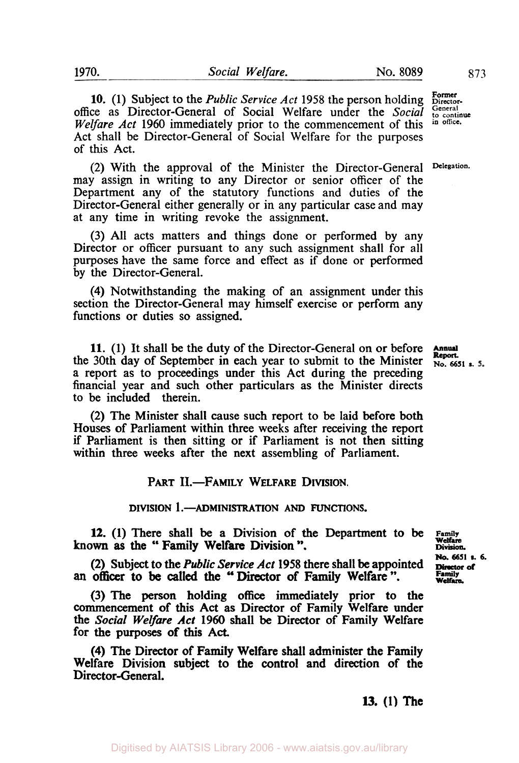**10.** (1) Subject to the *Public Service Act* 1958 the person holding office as Director-General of Social Welfare under the *Social Welfare Act* 1960 immediately prior to the commencement of this Act shall be Director-General of Social Welfare for the purposes of this Act.

Former Director-General to continue in office.

(2) With the approval of the Minister the Director-General may assign in writing to any Director or senior officer of the Department any of the statutory functions and duties of the Director-General either generally or in any particular case and may at any time in writing revoke the assignment.

Delegation.

(3) All acts matters and things done or performed by any Director or officer pursuant to any such assignment shall for all purposes have the same force and effect as if done or performed by the Director-General.

(4) Notwithstanding the making of an assignment under this section the Director-General may himself exercise or perform any functions or duties so assigned.

**11.** (1) It shall be the duty of the Director-General on or before the 30th day of September in each year to submit to the Minister a report as to proceedings under this Act during the preceding financial year and such other particulars as the Minister directs to be included therein.

Annual Report. No. 6651 s. 5.

(2) The Minister shall cause such report to be laid before both Houses of Parliament within three weeks after receiving the report if Parliament is then sitting or if Parliament is not then sitting within three weeks after the next assembling of Parliament.

## PART II.—FAMILY WELFARE DIVISION.

### DIVISION 1.—ADMINISTRATION AND FUNCTIONS.

**12.** (1) There shall be a Division of the Department to be known as the "Family Welfare Division".

Family Welfare Division. No. 6651 s. 6.

(2) Subject to the *Public Service Act* 1958 there shall be appointed an officer to be called the "Director of Family Welfare".

Director of Family Welfare.

(3) The person holding office immediately prior to the commencement of this Act as Director of Family Welfare under the *Social Welfare Act* 1960 shall be Director of Family Welfare for the purposes of this Act.

(4) The Director of Family Welfare shall administer the Family Welfare Division subject to the control and direction of the Director-General.

**13.** (1) The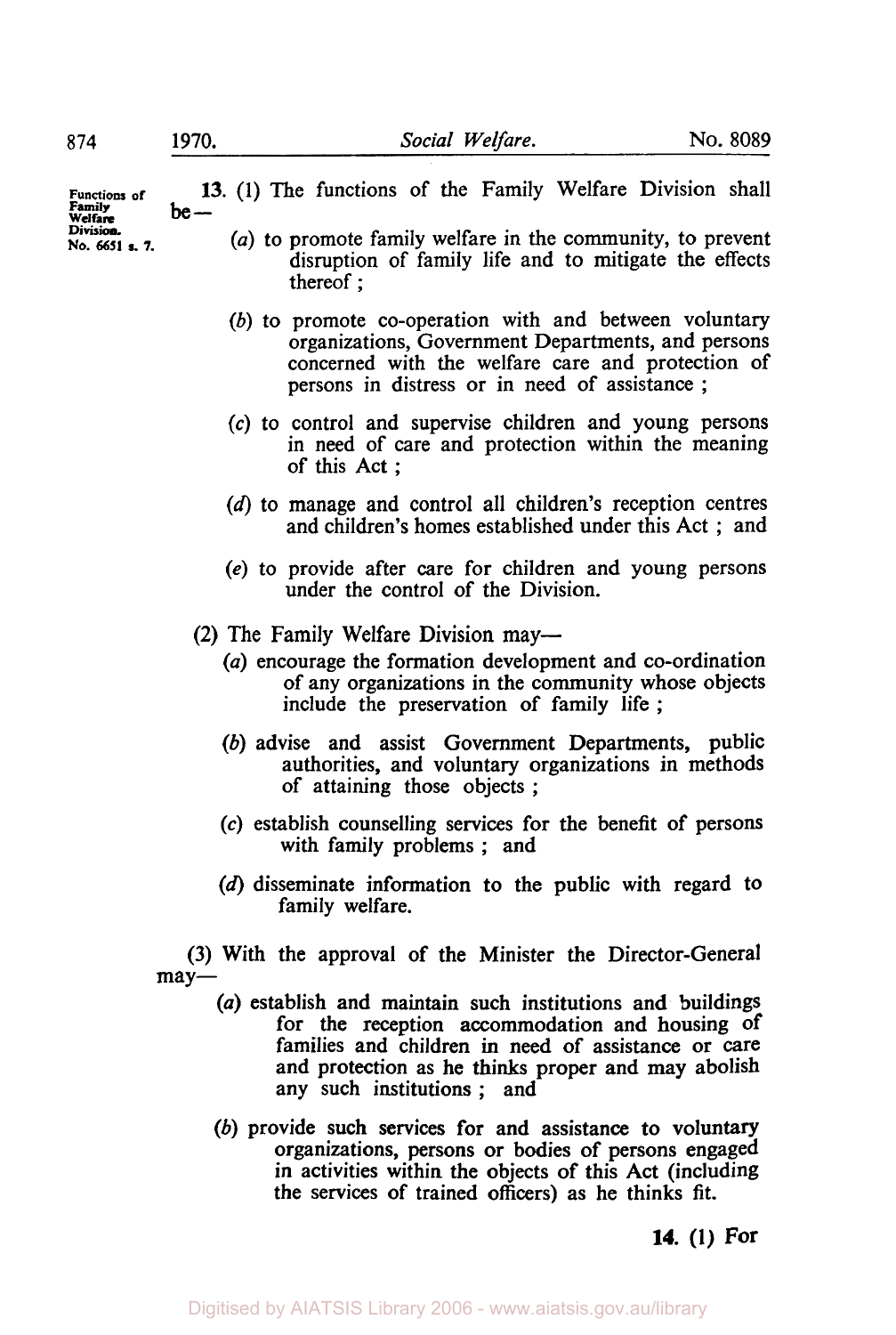Functions of Family Welfare Division. No. 6651 s. 7.

**13.** (1) The functions of the Family Welfare Division shall be—

(*a*) to promote family welfare in the community, to prevent disruption of family life and to mitigate the effects thereof;

(*b*) to promote co-operation with and between voluntary organizations, Government Departments, and persons concerned with the welfare care and protection of persons in distress or in need of assistance;

(*c*) to control and supervise children and young persons in need of care and protection within the meaning of this Act;

(*d*) to manage and control all children's reception centres and children's homes established under this Act; and

(*e*) to provide after care for children and young persons under the control of the Division.

(2) The Family Welfare Division may—

(*a*) encourage the formation development and co-ordination of any organizations in the community whose objects include the preservation of family life;

(*b*) advise and assist Government Departments, public authorities, and voluntary organizations in methods of attaining those objects;

(*c*) establish counselling services for the benefit of persons with family problems; and

(*d*) disseminate information to the public with regard to family welfare.

(3) With the approval of the Minister the Director-General may—

(*a*) establish and maintain such institutions and buildings for the reception accommodation and housing of families and children in need of assistance or care and protection as he thinks proper and may abolish any such institutions; and

(*b*) provide such services for and assistance to voluntary organizations, persons or bodies of persons engaged in activities within the objects of this Act (including the services of trained officers) as he thinks fit.

**14.** (1) For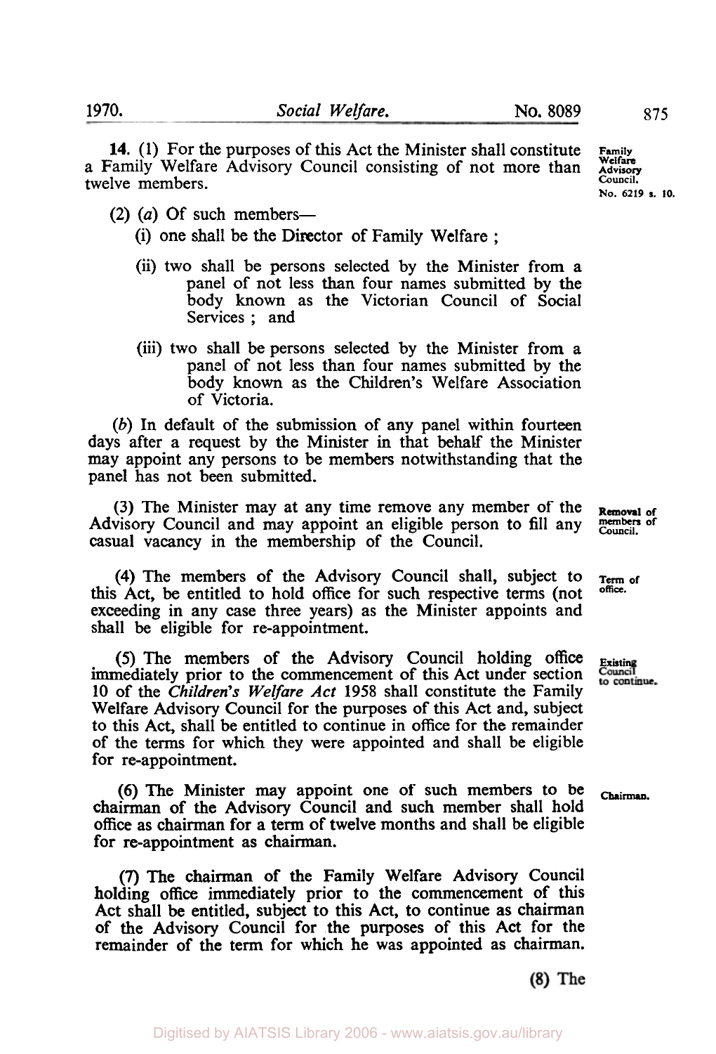**14.** (1) For the purposes of this Act the Minister shall constitute a Family Welfare Advisory Council consisting of not more than twelve members.

Family Welfare Advisory Council. No. 6219 s. 10.

(2) (*a*) Of such members—

(i) one shall be the Director of Family Welfare ;

(ii) two shall be persons selected by the Minister from a panel of not less than four names submitted by the body known as the Victorian Council of Social Services ; and

(iii) two shall be persons selected by the Minister from a panel of not less than four names submitted by the body known as the Children's Welfare Association of Victoria.

(*b*) In default of the submission of any panel within fourteen days after a request by the Minister in that behalf the Minister may appoint any persons to be members notwithstanding that the panel has not been submitted.

Removal of members of Council.

(3) The Minister may at any time remove any member of the Advisory Council and may appoint an eligible person to fill any casual vacancy in the membership of the Council.

Term of office.

(4) The members of the Advisory Council shall, subject to this Act, be entitled to hold office for such respective terms (not exceeding in any case three years) as the Minister appoints and shall be eligible for re-appointment.

Existing Council to continue.

(5) The members of the Advisory Council holding office immediately prior to the commencement of this Act under section 10 of the *Children's Welfare Act* 1958 shall constitute the Family Welfare Advisory Council for the purposes of this Act and, subject to this Act, shall be entitled to continue in office for the remainder of the terms for which they were appointed and shall be eligible for re-appointment.

Chairman.

(6) The Minister may appoint one of such members to be chairman of the Advisory Council and such member shall hold office as chairman for a term of twelve months and shall be eligible for re-appointment as chairman.

(7) The chairman of the Family Welfare Advisory Council holding office immediately prior to the commencement of this Act shall be entitled, subject to this Act, to continue as chairman of the Advisory Council for the purposes of this Act for the remainder of the term for which he was appointed as chairman.

(8) The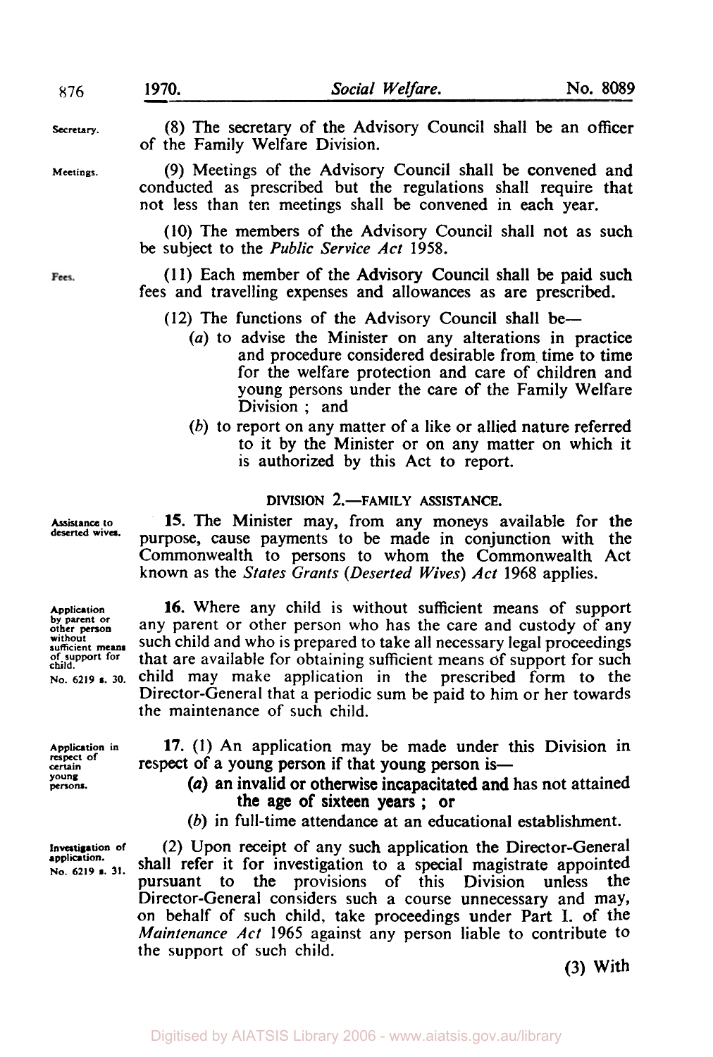**Secretary.**

(8) The secretary of the Advisory Council shall be an officer of the Family Welfare Division.

**Meetings.**

(9) Meetings of the Advisory Council shall be convened and conducted as prescribed but the regulations shall require that not less than ten meetings shall be convened in each year.

(10) The members of the Advisory Council shall not as such be subject to the *Public Service Act* 1958.

**Fees.**

(11) Each member of the Advisory Council shall be paid such fees and travelling expenses and allowances as are prescribed.

(12) The functions of the Advisory Council shall be—

- (*a*) to advise the Minister on any alterations in practice and procedure considered desirable from time to time for the welfare protection and care of children and young persons under the care of the Family Welfare Division ; and
- (*b*) to report on any matter of a like or allied nature referred to it by the Minister or on any matter on which it is authorized by this Act to report.

## DIVISION 2.—FAMILY ASSISTANCE.

**Assistance to deserted wives.**

**15.** The Minister may, from any moneys available for the purpose, cause payments to be made in conjunction with the Commonwealth to persons to whom the Commonwealth Act known as the *States Grants (Deserted Wives) Act* 1968 applies.

**Application by parent or other person without sufficient means of support for child.**
No. 6219 s. 30.

**16.** Where any child is without sufficient means of support any parent or other person who has the care and custody of any such child and who is prepared to take all necessary legal proceedings that are available for obtaining sufficient means of support for such child may make application in the prescribed form to the Director-General that a periodic sum be paid to him or her towards the maintenance of such child.

**Application in respect of certain young persons.**

**17.** (1) An application may be made under this Division in respect of a young person if that young person is—

- (*a*) an invalid or otherwise incapacitated and has not attained the age of sixteen years ; or
- (*b*) in full-time attendance at an educational establishment.

**Investigation of application.**
No. 6219 s. 31.

(2) Upon receipt of any such application the Director-General shall refer it for investigation to a special magistrate appointed pursuant to the provisions of this Division unless the Director-General considers such a course unnecessary and may, on behalf of such child, take proceedings under Part I. of the *Maintenance Act* 1965 against any person liable to contribute to the support of such child.

(3) With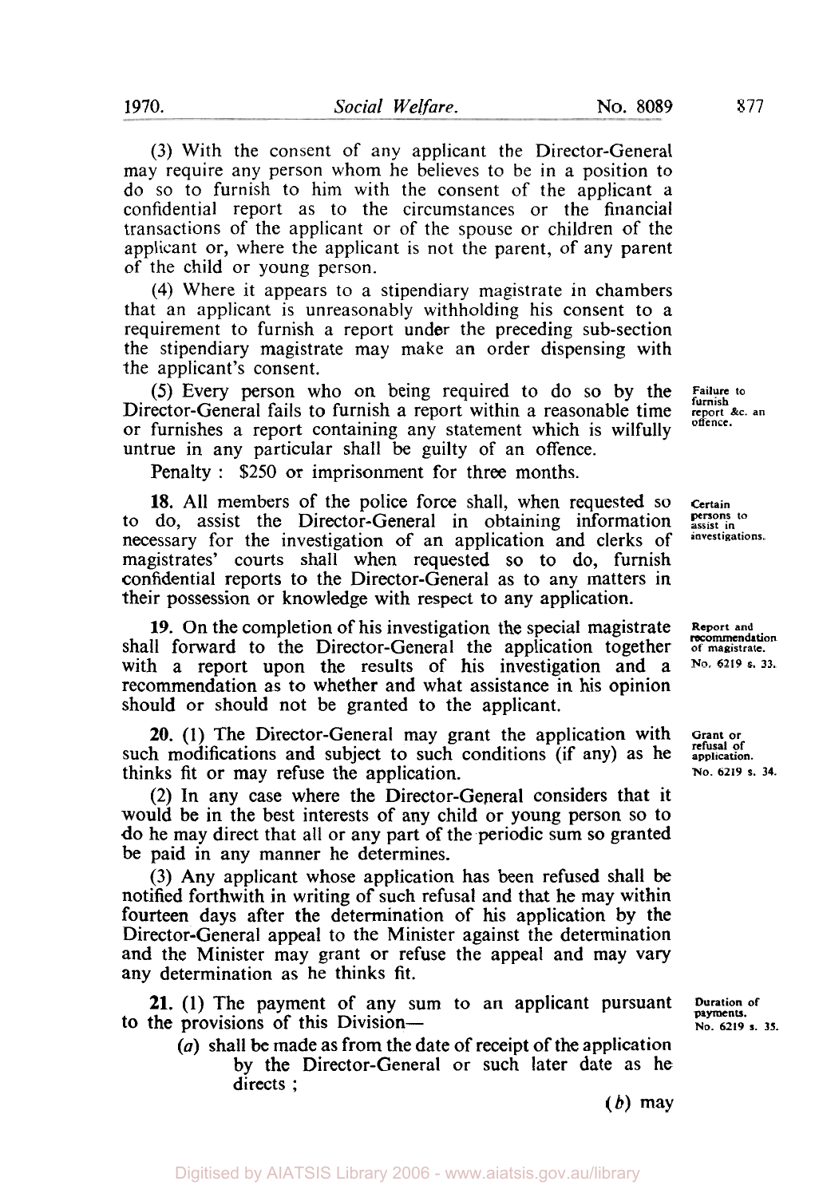(3) With the consent of any applicant the Director-General may require any person whom he believes to be in a position to do so to furnish to him with the consent of the applicant a confidential report as to the circumstances or the financial transactions of the applicant or of the spouse or children of the applicant or, where the applicant is not the parent, of any parent of the child or young person.

(4) Where it appears to a stipendiary magistrate in chambers that an applicant is unreasonably withholding his consent to a requirement to furnish a report under the preceding sub-section the stipendiary magistrate may make an order dispensing with the applicant's consent.

Failure to furnish report &c. an offence.

(5) Every person who on being required to do so by the Director-General fails to furnish a report within a reasonable time or furnishes a report containing any statement which is wilfully untrue in any particular shall be guilty of an offence.

Penalty : $250 or imprisonment for three months.

Certain persons to assist in investigations.

**18.** All members of the police force shall, when requested so to do, assist the Director-General in obtaining information necessary for the investigation of an application and clerks of magistrates' courts shall when requested so to do, furnish confidential reports to the Director-General as to any matters in their possession or knowledge with respect to any application.

Report and recommendation of magistrate. No. 6219 s. 33.

**19.** On the completion of his investigation the special magistrate shall forward to the Director-General the application together with a report upon the results of his investigation and a recommendation as to whether and what assistance in his opinion should or should not be granted to the applicant.

Grant or refusal of application. No. 6219 s. 34.

**20.** (1) The Director-General may grant the application with such modifications and subject to such conditions (if any) as he thinks fit or may refuse the application.

(2) In any case where the Director-General considers that it would be in the best interests of any child or young person so to do he may direct that all or any part of the periodic sum so granted be paid in any manner he determines.

(3) Any applicant whose application has been refused shall be notified forthwith in writing of such refusal and that he may within fourteen days after the determination of his application by the Director-General appeal to the Minister against the determination and the Minister may grant or refuse the appeal and may vary any determination as he thinks fit.

Duration of payments. No. 6219 s. 35.

**21.** (1) The payment of any sum to an applicant pursuant to the provisions of this Division—

*(a)* shall be made as from the date of receipt of the application by the Director-General or such later date as he directs ;

*(b)* may